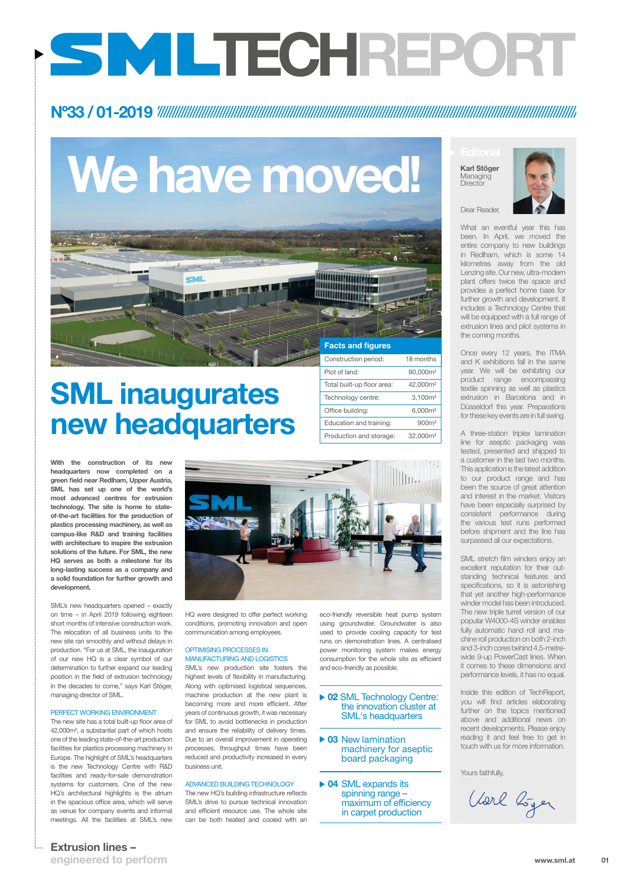# SMLTECHREPORT

## Nº33 / 01-2019

# We have moved!

# SML inaugurates new headquarters

| Facts and figures | |
|---|---|
| Construction period: | 18 months |
| Plot of land: | 90,000m² |
| Total built-up floor area: | 42,000m² |
| Technology centre: | 3,100m² |
| Office building: | 6,000m² |
| Education and training: | 900m² |
| Production and storage: | 32,000m² |

**With the construction of its new headquarters now completed on a green field near Redlham, Upper Austria, SML has set up one of the world's most advanced centres for extrusion technology. The site is home to state-of-the-art facilities for the production of plastics processing machinery, as well as campus-like R&D and training facilities with architecture to inspire the extrusion solutions of the future. For SML, the new HQ serves as both a milestone for its long-lasting success as a company and a solid foundation for further growth and development.**

SML's new headquarters opened – exactly on time – in April 2019 following eighteen short months of intensive construction work. The relocation of all business units to the new site ran smoothly and without delays in production. "For us at SML, the inauguration of our new HQ is a clear symbol of our determination to further expand our leading position in the field of extrusion technology in the decades to come," says Karl Stöger, managing director of SML.

### PERFECT WORKING ENVIRONMENT

The new site has a total built-up floor area of 42,000m², a substantial part of which hosts one of the leading state-of-the-art production facilities for plastics processing machinery in Europe. The highlight of SML's headquarters is the new Technology Centre with R&D facilities and ready-for-sale demonstration systems for customers. One of the new HQ's architectural highlights is the atrium in the spacious office area, which will serve as venue for company events and informal meetings. All the facilities at SML's new HQ were designed to offer perfect working conditions, promoting innovation and open communication among employees.

### OPTIMISING PROCESSES IN MANUFACTURING AND LOGISTICS

SML's new production site fosters the highest levels of flexibility in manufacturing. Along with optimised logistical sequences, machine production at the new plant is becoming more and more efficient. After years of continuous growth, it was necessary for SML to avoid bottlenecks in production and ensure the reliability of delivery times. Due to an overall improvement in operating processes, throughput times have been reduced and productivity increased in every business unit.

### ADVANCED BUILDING TECHNOLOGY

The new HQ's building infrastructure reflects SML's drive to pursue technical innovation and efficient resource use. The whole site can be both heated and cooled with an eco-friendly reversible heat pump system using groundwater. Groundwater is also used to provide cooling capacity for test runs on demonstration lines. A centralised power monitoring system makes energy consumption for the whole site as efficient and eco-friendly as possible.

▶ **02** SML Technology Centre: the innovation cluster at SML's headquarters

▶ **04** New lamination machinery for aseptic board packaging

▶ **04** SML expands its spinning range – maximum of efficiency in carpet production

## Editorial

**Karl Stöger**
Managing Director

Dear Reader,

What an eventful year this has been. In April, we moved the entire company to new buildings in Redlham, which is some 14 kilometres away from the old Lenzing site. Our new, ultra-modern plant offers twice the space and provides a perfect home base for further growth and development. It includes a Technology Centre that will be equipped with a full range of extrusion lines and pilot systems in the coming months.

Once every 12 years, the ITMA and K exhibitions fall in the same year. We will be exhibiting our product range encompassing textile spinning as well as plastics extrusion in Barcelona and in Düsseldorf this year. Preparations for these key events are in full swing.

A three-station triplex lamination line for aseptic packaging was tested, presented and shipped to a customer in the last two months. This application is the latest addition to our product range and has been the source of great attention and interest in the market. Visitors have been especially surprised by consistent performance during the various test runs performed before shipment and the line has surpassed all our expectations.

SML stretch film winders enjoy an excellent reputation for their outstanding technical features and specifications, so it is astonishing that yet another high-performance winder model has been introduced. The new triple turret version of our popular W4000-4S winder enables fully automatic hand roll and machine roll production on both 2-inch and 3-inch cores behind 4.5-metre-wide 9-up PowerCast lines. When it comes to these dimensions and performance levels, it has no equal.

Inside this edition of TechReport, you will find further articles elaborating on the topics mentioned above and additional news on recent developments. Please enjoy reading it and feel free to get in touch with us for more information.

Yours faithfully,

Karl Stöger

**Extrusion lines –**
**engineered to perform**

www.sml.at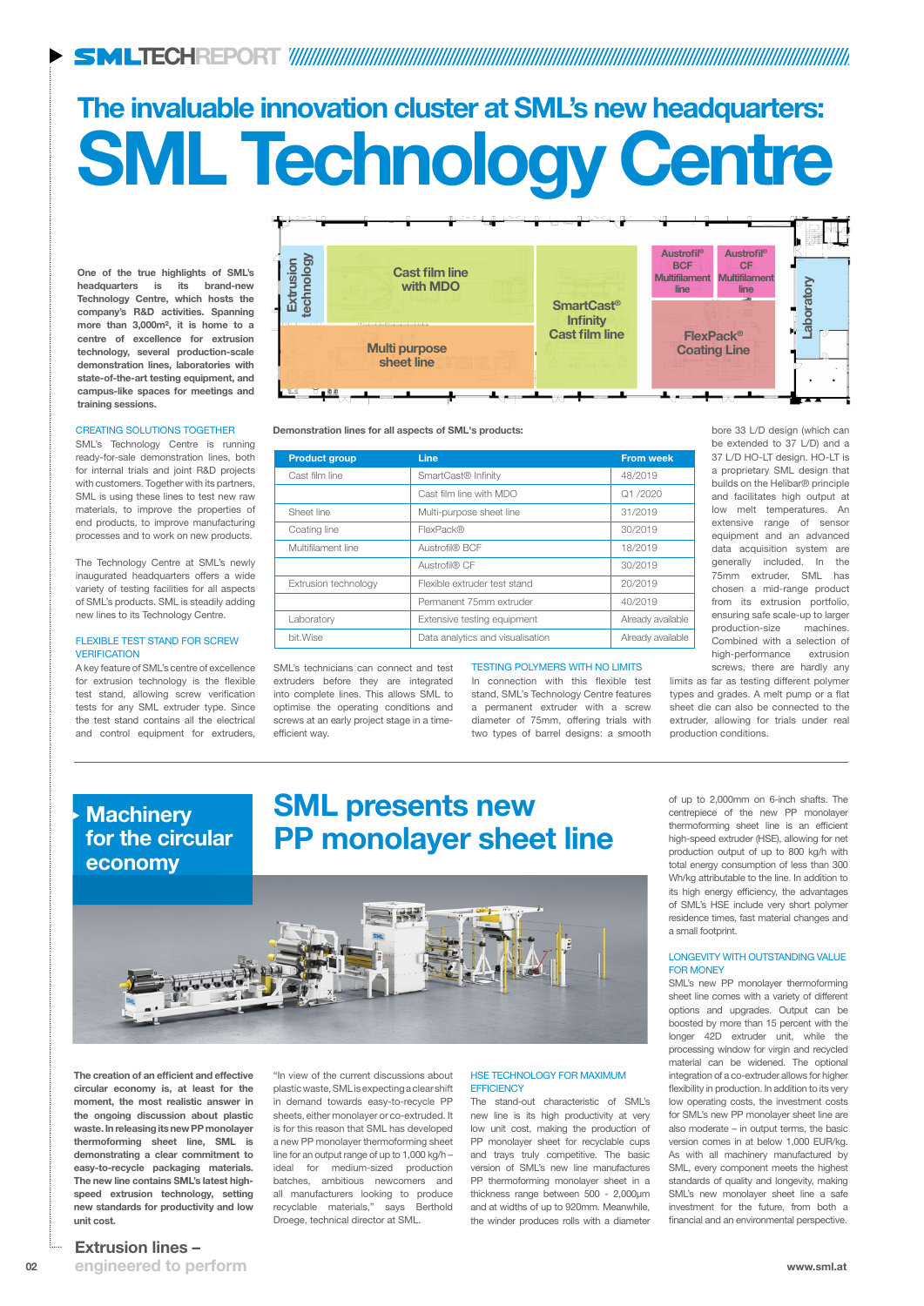# The invaluable innovation cluster at SML's new headquarters:

# SML Technology Centre

**One of the true highlights of SML's headquarters is its brand-new Technology Centre, which hosts the company's R&D activities. Spanning more than 3,000m², it is home to a centre of excellence for extrusion technology, several production-scale demonstration lines, laboratories with state-of-the-art testing equipment, and campus-like spaces for meetings and training sessions.**

Extrusion technology | Cast film line with MDO | Multi purpose sheet line | SmartCast® Infinity Cast film line | Austrofil® BCF Multifilament line | Austrofil® CF Multifilament line | FlexPack® Coating Line | Laboratory

### CREATING SOLUTIONS TOGETHER

SML's Technology Centre is running ready-for-sale demonstration lines, both for internal trials and joint R&D projects with customers. Together with its partners, SML is using these lines to test new raw materials, to improve the properties of end products, to improve manufacturing processes and to work on new products.

The Technology Centre at SML's newly inaugurated headquarters offers a wide variety of testing facilities for all aspects of SML's products. SML is steadily adding new lines to its Technology Centre.

### FLEXIBLE TEST STAND FOR SCREW VERIFICATION

A key feature of SML's centre of excellence for extrusion technology is the flexible test stand, allowing screw verification tests for any SML extruder type. Since the test stand contains all the electrical and control equipment for extruders, SML's technicians can connect and test extruders before they are integrated into complete lines. This allows SML to optimise the operating conditions and screws at an early project stage in a time-efficient way.

**Demonstration lines for all aspects of SML's products:**

| Product group | Line | From week |
|---|---|---|
| Cast film line | SmartCast® Infinity | 48/2019 |
| | Cast film line with MDO | Q1 /2020 |
| Sheet line | Multi-purpose sheet line | 31/2019 |
| Coating line | FlexPack® | 30/2019 |
| Multifilament line | Austrofil® BCF | 18/2019 |
| | Austrofil® CF | 30/2019 |
| Extrusion technology | Flexible extruder test stand | 20/2019 |
| | Permanent 75mm extruder | 40/2019 |
| Laboratory | Extensive testing equipment | Already available |
| bit.Wise | Data analytics and visualisation | Already available |

### TESTING POLYMERS WITH NO LIMITS

In connection with this flexible test stand, SML's Technology Centre features a permanent extruder with a screw diameter of 75mm, offering trials with two types of barrel designs: a smooth bore 33 L/D design (which can be extended to 37 L/D) and a 37 L/D HO-LT design. HO-LT is a proprietary SML design that builds on the Helibar® principle and facilitates high output at low melt temperatures. An extensive range of sensor equipment and an advanced data acquisition system are generally included. In the 75mm extruder, SML has chosen a mid-range product from its extrusion portfolio, ensuring safe scale-up to larger production-size machines. Combined with a selection of high-performance extrusion screws, there are hardly any limits as far as testing different polymer types and grades. A melt pump or a flat sheet die can also be connected to the extruder, allowing for trials under real production conditions.

---

## Machinery for the circular economy

# SML presents new PP monolayer sheet line

**The creation of an efficient and effective circular economy is, at least for the moment, the most realistic answer in the ongoing discussion about plastic waste. In releasing its new PP monolayer thermoforming sheet line, SML is demonstrating a clear commitment to easy-to-recycle packaging materials. The new line contains SML's latest high-speed extrusion technology, setting new standards for productivity and low unit cost.**

"In view of the current discussions about plastic waste, SML is expecting a clear shift in demand towards easy-to-recycle PP sheets, either monolayer or co-extruded. It is for this reason that SML has developed a new PP monolayer thermoforming sheet line for an output range of up to 1,000 kg/h – ideal for medium-sized production batches, ambitious newcomers and all manufacturers looking to produce recyclable materials," says Berthold Droege, technical director at SML.

### HSE TECHNOLOGY FOR MAXIMUM EFFICIENCY

The stand-out characteristic of SML's new line is its high productivity at very low unit cost, making the production of PP monolayer sheet for recyclable cups and trays truly competitive. The basic version of SML's new line manufactures PP thermoforming monolayer sheet in a thickness range between 500 - 2,000μm and at widths of up to 920mm. Meanwhile, the winder produces rolls with a diameter of up to 2,000mm on 6-inch shafts. The centrepiece of the new PP monolayer thermoforming sheet line is an efficient high-speed extruder (HSE), allowing for net production output of up to 800 kg/h with total energy consumption of less than 300 Wh/kg attributable to the line. In addition to its high energy efficiency, the advantages of SML's HSE include very short polymer residence times, fast material changes and a small footprint.

### LONGEVITY WITH OUTSTANDING VALUE FOR MONEY

SML's new PP monolayer thermoforming sheet line comes with a variety of different options and upgrades. Output can be boosted by more than 15 percent with the longer 42D extruder unit, while the processing window for virgin and recycled material can be widened. The optional integration of a co-extruder allows for higher flexibility in production. In addition to its very low operating costs, the investment costs for SML's new PP monolayer sheet line are also moderate – in output terms, the basic version comes in at below 1,000 EUR/kg. As with all machinery manufactured by SML, every component meets the highest standards of quality and longevity, making SML's new monolayer sheet line a safe investment for the future, from both a financial and an environmental perspective.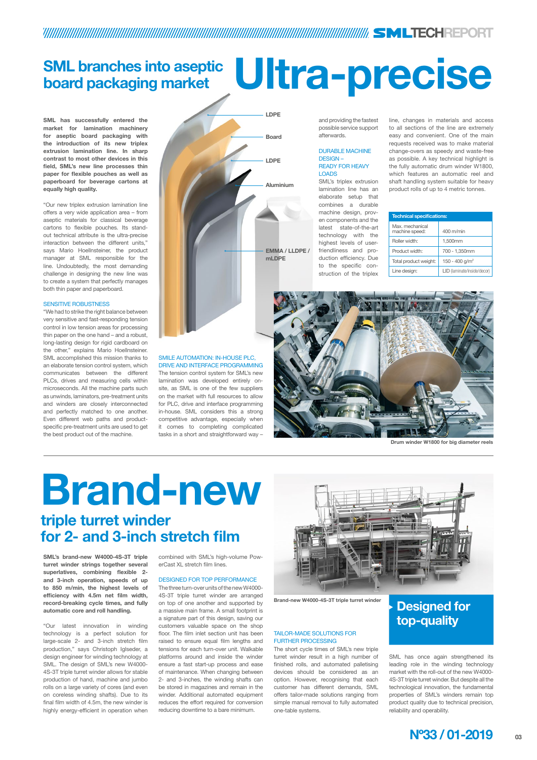# Ultra-precise

## SML branches into aseptic board packaging market

**SML has successfully entered the market for lamination machinery for aseptic board packaging with the introduction of its new triplex extrusion lamination line. In sharp contrast to most other devices in this field, SML's new line processes thin paper for flexible pouches as well as paperboard for beverage cartons at equally high quality.**

"Our new triplex extrusion lamination line offers a very wide application area – from aseptic materials for classical beverage cartons to flexible pouches. Its stand-out technical attribute is the ultra-precise interaction between the different units," says Mario Hoellnsteiner, the product manager at SML responsible for the line. Undoubtedly, the most demanding challenge in designing the new line was to create a system that perfectly manages both thin paper and paperboard.

### SENSITIVE ROBUSTNESS

"We had to strike the right balance between very sensitive and fast-responding tension control in low tension areas for processing thin paper on the one hand – and a robust, long-lasting design for rigid cardboard on the other," explains Mario Hoellnsteiner. SML accomplished this mission thanks to an elaborate tension control system, which communicates between the different PLCs, drives and measuring cells within microseconds. All the machine parts such as unwinds, laminators, pre-treatment units and winders are closely interconnected and perfectly matched to one another. Even different web paths and product-specific pre-treatment units are used to get the best product out of the machine.

LDPE

Board

LDPE

Aluminium

EMMA / LLDPE / mLDPE

### SMILE AUTOMATION: IN-HOUSE PLC, DRIVE AND INTERFACE PROGRAMMING

The tension control system for SML's new lamination was developed entirely on-site, as SML is one of the few suppliers on the market with full resources to allow for PLC, drive and interface programming in-house. SML considers this a strong competitive advantage, especially when it comes to completing complicated tasks in a short and straightforward way – and providing the fastest possible service support afterwards.

### DURABLE MACHINE DESIGN – READY FOR HEAVY LOADS

SML's triplex extrusion lamination line has an elaborate setup that combines a durable machine design, proven components and the latest state-of-the-art technology with the highest levels of user-friendliness and production efficiency. Due to the specific construction of the triplex line, changes in materials and access to all sections of the line are extremely easy and convenient. One of the main requests received was to make material change-overs as speedy and waste-free as possible. A key technical highlight is the fully automatic drum winder W1800, which features an automatic reel and shaft handling system suitable for heavy product rolls of up to 4 metric tonnes.

| Technical specifications: | |
|---|---|
| Max. mechanical machine speed: | 400 m/min |
| Roller width: | 1,500mm |
| Product width: | 700 - 1,350mm |
| Total product weight: | 150 - 400 g/m$^2$ |
| Line design: | LID (laminate/inside/decor) |

Drum winder W1800 for big diameter reels

# Brand-new

## triple turret winder for 2- and 3-inch stretch film

**SML's brand-new W4000-4S-3T triple turret winder strings together several superlatives, combining flexible 2- and 3-inch operation, speeds of up to 850 m/min, the highest levels of efficiency with 4.5m net film width, record-breaking cycle times, and fully automatic core and roll handling.**

"Our latest innovation in winding technology is a perfect solution for large-scale 2- and 3-inch stretch film production," says Christoph Iglseder, a design engineer for winding technology at SML. The design of SML's new W4000-4S-3T triple turret winder allows for stable production of hand, machine and jumbo rolls on a large variety of cores (and even on coreless winding shafts). Due to its final film width of 4.5m, the new winder is highly energy-efficient in operation when combined with SML's high-volume PowerCast XL stretch film lines.

### DESIGNED FOR TOP PERFORMANCE

The three turn-over units of the new W4000-4S-3T triple turret winder are arranged on top of one another and supported by a massive main frame. A small footprint is a signature part of this design, saving our customers valuable space on the shop floor. The film inlet section unit has been raised to ensure equal film lengths and tensions for each turn-over unit. Walkable platforms around and inside the winder ensure a fast start-up process and ease of maintenance. When changing between 2- and 3-inches, the winding shafts can be stored in magazines and remain in the winder. Additional automated equipment reduces the effort required for conversion reducing downtime to a bare minimum.

Brand-new W4000-4S-3T triple turret winder

### TAILOR-MADE SOLUTIONS FOR FURTHER PROCESSING

The short cycle times of SML's new triple turret winder result in a high number of finished rolls, and automated palletising devices should be considered as an option. However, recognising that each customer has different demands, SML offers tailor-made solutions ranging from simple manual removal to fully automated one-table systems.

### Designed for top-quality

SML has once again strengthened its leading role in the winding technology market with the roll-out of the new W4000-4S-3T triple turret winder. But despite all the technological innovation, the fundamental properties of SML's winders remain top product quality due to technical precision, reliability and operability.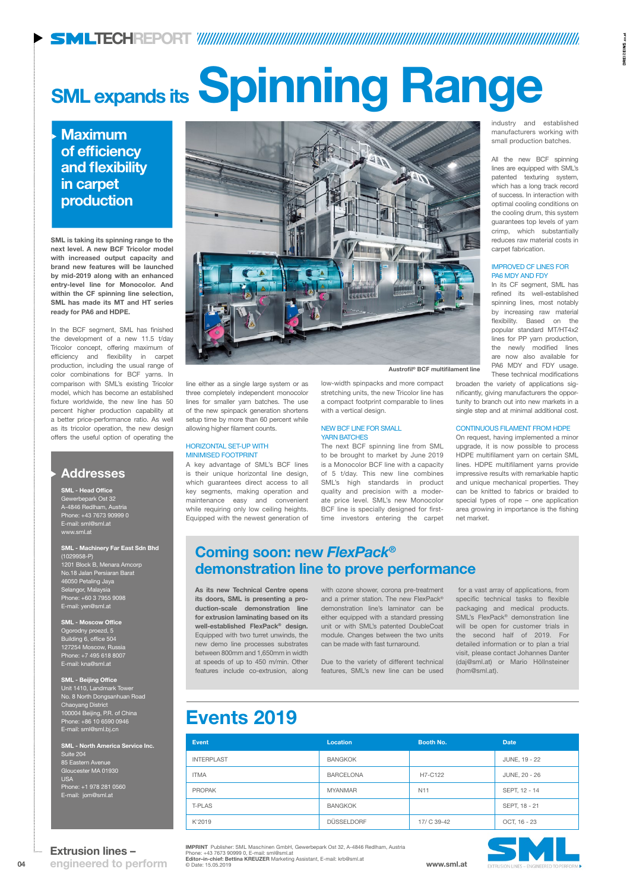# SML expands its Spinning Range

## Maximum of efficiency and flexibility in carpet production

**SML is taking its spinning range to the next level. A new BCF Tricolor model with increased output capacity and brand new features will be launched by mid-2019 along with an enhanced entry-level line for Monocolor. And within the CF spinning line selection, SML has made its MT and HT series ready for PA6 and HDPE.**

In the BCF segment, SML has finished the development of a new 11.5 t/day Tricolor concept, offering maximum of efficiency and flexibility in carpet production, including the usual range of color combinations for BCF yarns. In comparison with SML's existing Tricolor model, which has become an established fixture worldwide, the new line has 50 percent higher production capability at a better price-performance ratio. As well as its tricolor operation, the new design offers the useful option of operating the line either as a single large system or as three completely independent monocolor lines for smaller yarn batches. The use of the new spinpack generation shortens setup time by more than 60 percent while allowing higher filament counts.

Austrofil® BCF multifilament line

### HORIZONTAL SET-UP WITH MINIMISED FOOTPRINT

A key advantage of SML's BCF lines is their unique horizontal line design, which guarantees direct access to all key segments, making operation and maintenance easy and convenient while requiring only low ceiling heights. Equipped with the newest generation of low-width spinpacks and more compact stretching units, the new Tricolor line has a compact footprint comparable to lines with a vertical design.

### NEW BCF LINE FOR SMALL YARN BATCHES

The next BCF spinning line from SML to be brought to market by June 2019 is a Monocolor BCF line with a capacity of 5 t/day. This new line combines SML's high standards in product quality and precision with a moderate price level. SML's new Monocolor BCF line is specially designed for first-time investors entering the carpet industry and established manufacturers working with small production batches.

All the new BCF spinning lines are equipped with SML's patented texturing system, which has a long track record of success. In interaction with optimal cooling conditions on the cooling drum, this system guarantees top levels of yarn crimp, which substantially reduces raw material costs in carpet fabrication.

### IMPROVED CF LINES FOR PA6 MDY AND FDY

In its CF segment, SML has refined its well-established spinning lines, most notably by increasing raw material flexibility. Based on the popular standard MT/HT4x2 lines for PP yarn production, the newly modified lines are now also available for PA6 MDY and FDY usage. These technical modifications broaden the variety of applications significantly, giving manufacturers the opportunity to branch out into new markets in a single step and at minimal additional cost.

### CONTINUOUS FILAMENT FROM HDPE

On request, having implemented a minor upgrade, it is now possible to process HDPE multifilament yarn on certain SML lines. HDPE multifilament yarns provide impressive results with remarkable haptic and unique mechanical properties. They can be knitted to fabrics or braided to special types of rope – one application area growing in importance is the fishing net market.

## Addresses

**SML - Head Office**
Gewerbepark Ost 32
A-4846 Redlham, Austria
Phone: +43 7673 90999 0
E-mail: sml@sml.at
www.sml.at

**SML - Machinery Far East Sdn Bhd**
(1029958-P)
1201 Block B, Menara Amcorp
No.18 Jalan Persiaran Barat
46050 Petaling Jaya
Selangor, Malaysia
Phone: +60 3 7955 9098
E-mail: yen@sml.at

**SML - Moscow Office**
Ogorodny proezd, 5
Building 6, office 504
127254 Moscow, Russia
Phone: +7 495 618 8007
E-mail: kna@sml.at

**SML - Beijing Office**
Unit 1410, Landmark Tower
No. 8 North Dongsanhuan Road
Chaoyang District
100004 Beijing, P.R. of China
Phone: +86 10 6590 0946
E-mail: sml@sml.bj.cn

**SML - North America Service Inc.**
Suite 204
85 Eastern Avenue
Gloucester MA 01930
USA
Phone: +1 978 281 0560
E-mail: jom@sml.at

## Coming soon: new *FlexPack®* demonstration line to prove performance

**As its new Technical Centre opens its doors, SML is presenting a production-scale demonstration line for extrusion laminating based on its well-established FlexPack® design.** Equipped with two turret unwinds, the new demo line processes substrates between 800mm and 1,650mm in width at speeds of up to 450 m/min. Other features include co-extrusion, along with ozone shower, corona pre-treatment and a primer station. The new FlexPack® demonstration line's laminator can be either equipped with a standard pressing unit or with SML's patented DoubleCoat module. Changes between the two units can be made with fast turnaround.

Due to the variety of different technical features, SML's new line can be used for a vast array of applications, from specific technical tasks to flexible packaging and medical products. SML's FlexPack® demonstration line will be open for customer trials in the second half of 2019. For detailed information or to plan a trial visit, please contact Johannes Danter (daj@sml.at) or Mario Höllnsteiner (hom@sml.at).

## Events 2019

| Event | Location | Booth No. | Date |
|---|---|---|---|
| INTERPLAST | BANGKOK | | JUNE, 19 - 22 |
| ITMA | BARCELONA | H7-C122 | JUNE, 20 - 26 |
| PROPAK | MYANMAR | N11 | SEPT, 12 - 14 |
| T-PLAS | BANGKOK | | SEPT, 18 - 21 |
| K'2019 | DÜSSELDORF | 17/ C 39-42 | OCT, 16 - 23 |

**Extrusion lines – engineered to perform**

**IMPRINT** Publisher: SML Maschinen GmbH, Gewerbepark Ost 32, A-4846 Redlham, Austria
Phone: +43 7673 90999 0, E-mail: sml@sml.at
**Editor-in-chief: Bettina KREUZER** Marketing Assistant, E-mail: krb@sml.at
© Date: 15.05.2019

www.sml.at